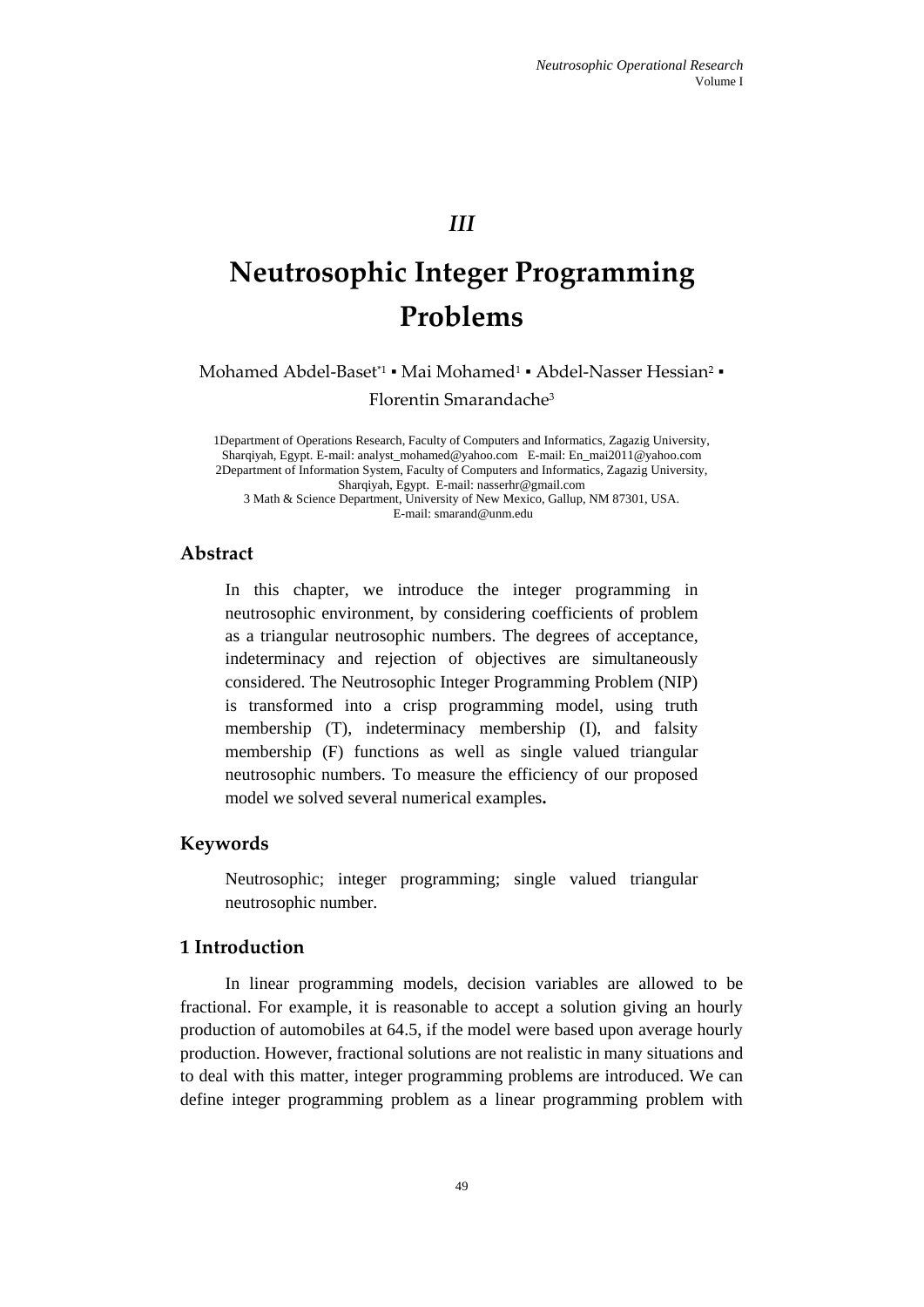*III*

# Neutrosophic Integer Programming Problems

Mohamed Abdel-Baset*[1] ▪ Mai Mohamed[1] ▪ Abdel-Nasser Hessian[2] ▪ Florentin Smarandache[3]

1Department of Operations Research, Faculty of Computers and Informatics, Zagazig University, Sharqiyah, Egypt. E-mail: analyst_mohamed@yahoo.com E-mail: En_mai2011@yahoo.com
2Department of Information System, Faculty of Computers and Informatics, Zagazig University, Sharqiyah, Egypt. E-mail: nasserhr@gmail.com
3 Math & Science Department, University of New Mexico, Gallup, NM 87301, USA. E-mail: smarand@unm.edu

## Abstract

In this chapter, we introduce the integer programming in neutrosophic environment, by considering coefficients of problem as a triangular neutrosophic numbers. The degrees of acceptance, indeterminacy and rejection of objectives are simultaneously considered. The Neutrosophic Integer Programming Problem (NIP) is transformed into a crisp programming model, using truth membership (T), indeterminacy membership (I), and falsity membership (F) functions as well as single valued triangular neutrosophic numbers. To measure the efficiency of our proposed model we solved several numerical examples**.**

## Keywords

Neutrosophic; integer programming; single valued triangular neutrosophic number.

## 1 Introduction

In linear programming models, decision variables are allowed to be fractional. For example, it is reasonable to accept a solution giving an hourly production of automobiles at 64.5, if the model were based upon average hourly production. However, fractional solutions are not realistic in many situations and to deal with this matter, integer programming problems are introduced. We can define integer programming problem as a linear programming problem with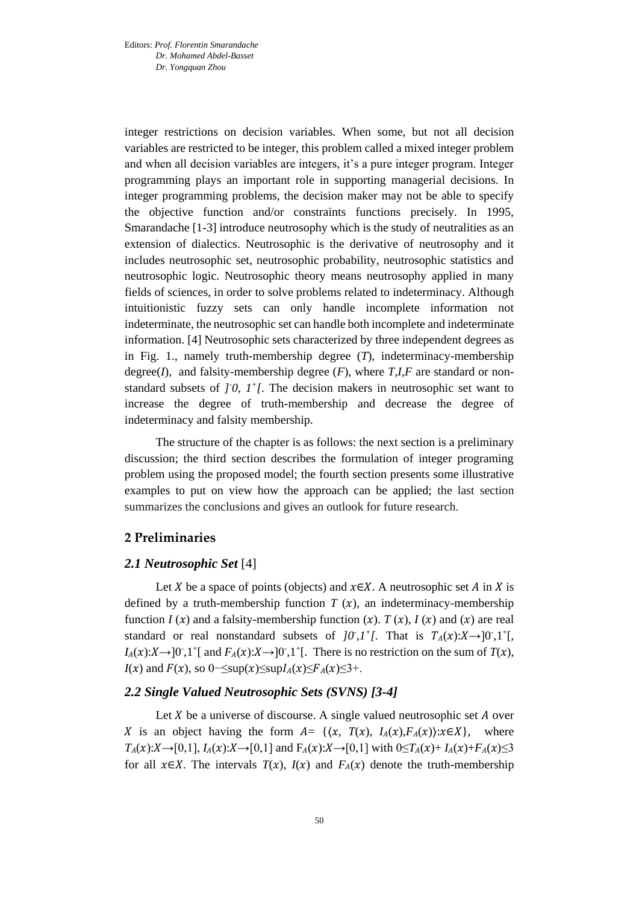integer restrictions on decision variables. When some, but not all decision variables are restricted to be integer, this problem called a mixed integer problem and when all decision variables are integers, it's a pure integer program. Integer programming plays an important role in supporting managerial decisions. In integer programming problems, the decision maker may not be able to specify the objective function and/or constraints functions precisely. In 1995, Smarandache [1-3] introduce neutrosophy which is the study of neutralities as an extension of dialectics. Neutrosophic is the derivative of neutrosophy and it includes neutrosophic set, neutrosophic probability, neutrosophic statistics and neutrosophic logic. Neutrosophic theory means neutrosophy applied in many fields of sciences, in order to solve problems related to indeterminacy. Although intuitionistic fuzzy sets can only handle incomplete information not indeterminate, the neutrosophic set can handle both incomplete and indeterminate information. [4] Neutrosophic sets characterized by three independent degrees as in Fig. 1., namely truth-membership degree ($T$), indeterminacy-membership degree($I$), and falsity-membership degree ($F$), where $T$,$I$,$F$ are standard or non-standard subsets of $]^-0, 1^+[$. The decision makers in neutrosophic set want to increase the degree of truth-membership and decrease the degree of indeterminacy and falsity membership.

The structure of the chapter is as follows: the next section is a preliminary discussion; the third section describes the formulation of integer programing problem using the proposed model; the fourth section presents some illustrative examples to put on view how the approach can be applied; the last section summarizes the conclusions and gives an outlook for future research.

## 2 Preliminaries

### *2.1 Neutrosophic Set* [4]

Let $X$ be a space of points (objects) and $x \in X$. A neutrosophic set $A$ in $X$ is defined by a truth-membership function $T(x)$, an indeterminacy-membership function $I(x)$ and a falsity-membership function $(x)$. $T(x)$, $I(x)$ and $(x)$ are real standard or real nonstandard subsets of $]0^-,1^+[$. That is $T_A(x):X \rightarrow ]0^-,1^+[$, $I_A(x):X \rightarrow ]0^-,1^+[$ and $F_A(x):X \rightarrow ]0^-,1^+[$. There is no restriction on the sum of $T(x)$, $I(x)$ and $F(x)$, so $0- \leq \sup(x) \leq \sup I_A(x) \leq F_A(x) \leq 3+$.

### *2.2 Single Valued Neutrosophic Sets (SVNS) [3-4]*

Let $X$ be a universe of discourse. A single valued neutrosophic set $A$ over $X$ is an object having the form $A = \{\langle x,\ T(x),\ I_A(x), F_A(x)\rangle : x \in X\}$, where $T_A(x):X \rightarrow [0,1]$, $I_A(x):X \rightarrow [0,1]$ and $F_A(x):X \rightarrow [0,1]$ with $0 \leq T_A(x) + I_A(x) + F_A(x) \leq 3$ for all $x \in X$. The intervals $T(x)$, $I(x)$ and $F_A(x)$ denote the truth-membership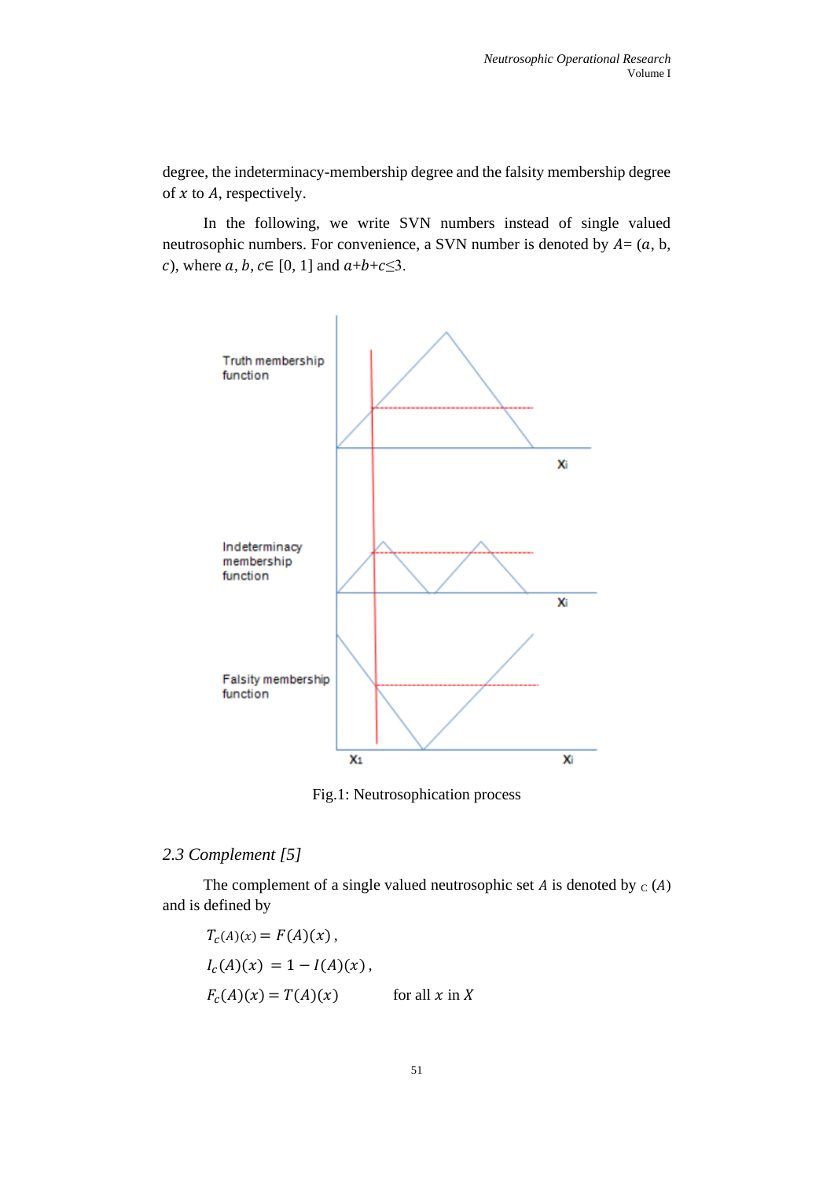degree, the indeterminacy-membership degree and the falsity membership degree of $x$ to $A$, respectively.

In the following, we write SVN numbers instead of single valued neutrosophic numbers. For convenience, a SVN number is denoted by $A = (a, b, c)$, where $a, b, c \in [0, 1]$ and $a+b+c \leq 3$.

Fig.1: Neutrosophication process

### 2.3 Complement [5]

The complement of a single valued neutrosophic set $A$ is denoted by $_C(A)$ and is defined by

$$T_c(A)(x) = F(A)(x),$$

$$I_c(A)(x) = 1 - I(A)(x),$$

$$F_c(A)(x) = T(A)(x) \quad \text{for all } x \text{ in } X$$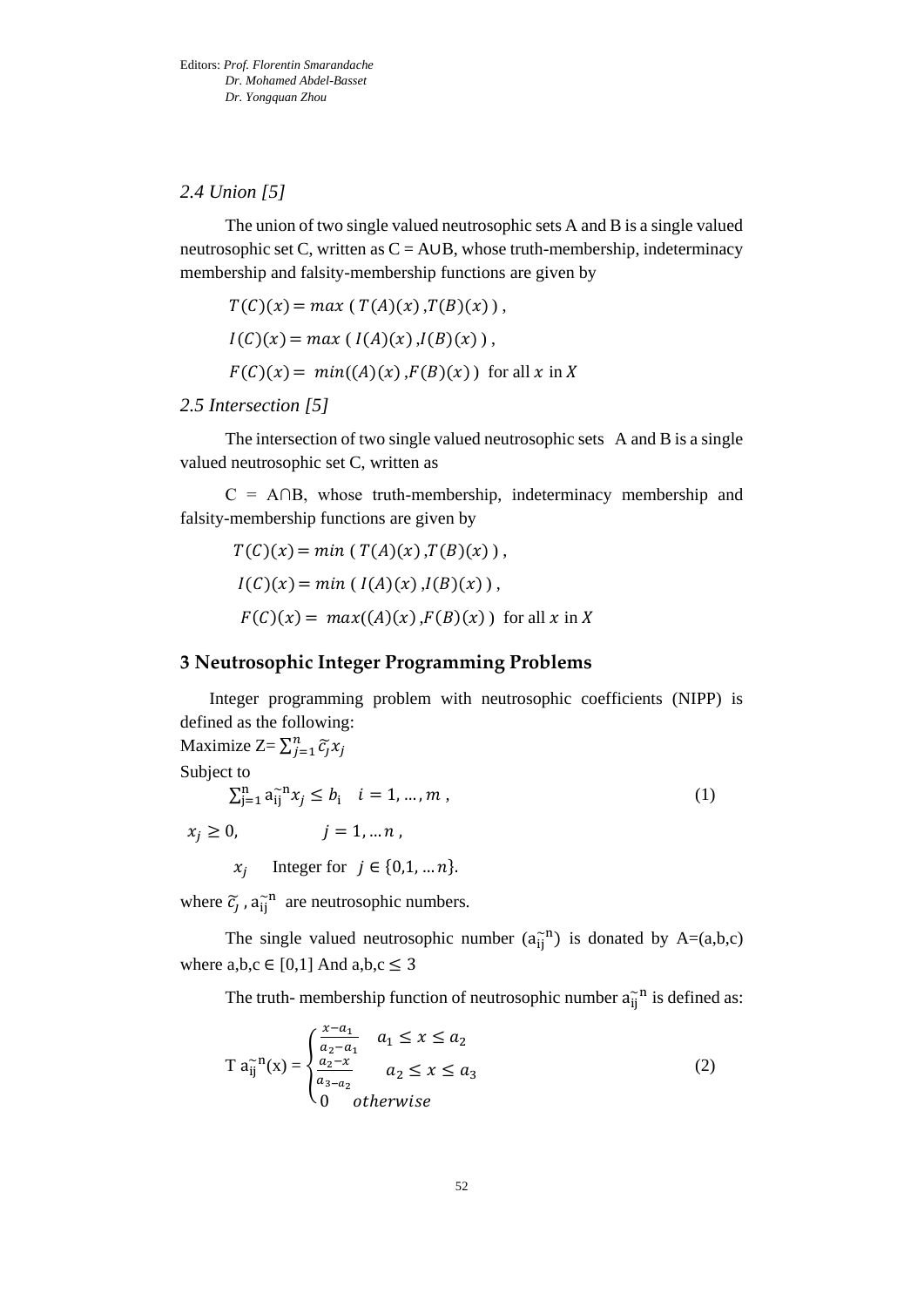Editors: *Prof. Florentin Smarandache*
*Dr. Mohamed Abdel-Basset*
*Dr. Yongquan Zhou*

### *2.4 Union [5]*

The union of two single valued neutrosophic sets A and B is a single valued neutrosophic set C, written as C = A∪B, whose truth-membership, indeterminacy membership and falsity-membership functions are given by

$$T(C)(x) = max\ (\ T(A)(x)\ ,T(B)(x)\ )\ ,$$

$$I(C)(x) = max\ (\ I(A)(x)\ ,I(B)(x)\ )\ ,$$

$$F(C)(x) =\ min((A)(x)\ ,F(B)(x)\ )\ \text{ for all } x \text{ in } X$$

### *2.5 Intersection [5]*

The intersection of two single valued neutrosophic sets A and B is a single valued neutrosophic set C, written as

C = A∩B, whose truth-membership, indeterminacy membership and falsity-membership functions are given by

$$T(C)(x) = min\ (\ T(A)(x)\ ,T(B)(x)\ )\ ,$$

$$I(C)(x) = min\ (\ I(A)(x)\ ,I(B)(x)\ )\ ,$$

$$F(C)(x) =\ max((A)(x)\ ,F(B)(x)\ )\ \text{ for all } x \text{ in } X$$

## 3 Neutrosophic Integer Programming Problems

Integer programming problem with neutrosophic coefficients (NIPP) is defined as the following:

Maximize $Z = \sum_{j=1}^{n} \widetilde{c_j} x_j$

Subject to

$$\sum_{j=1}^{n} a_{ij}^{\tilde{n}} x_j \le b_i \quad i = 1, \dots, m\ , \qquad (1)$$

$$x_j \ge 0, \qquad j = 1, \dots n\ ,$$

$$x_j \quad \text{Integer for} \quad j \in \{0,1, \dots n\}.$$

where $\widetilde{c_j}$ , $a_{ij}^{\tilde{n}}$ are neutrosophic numbers.

The single valued neutrosophic number ($a_{ij}^{\tilde{n}}$) is donated by A=(a,b,c) where a,b,c ∈ [0,1] And a,b,c ≤ 3

The truth- membership function of neutrosophic number $a_{ij}^{\tilde{n}}$ is defined as:

$$T\ a_{ij}^{\tilde{n}}(x) = \begin{cases} \frac{x-a_1}{a_2-a_1} & a_1 \le x \le a_2 \\ \frac{a_2-x}{a_{3-a_2}} & a_2 \le x \le a_3 \\ 0 & otherwise \end{cases} \qquad (2)$$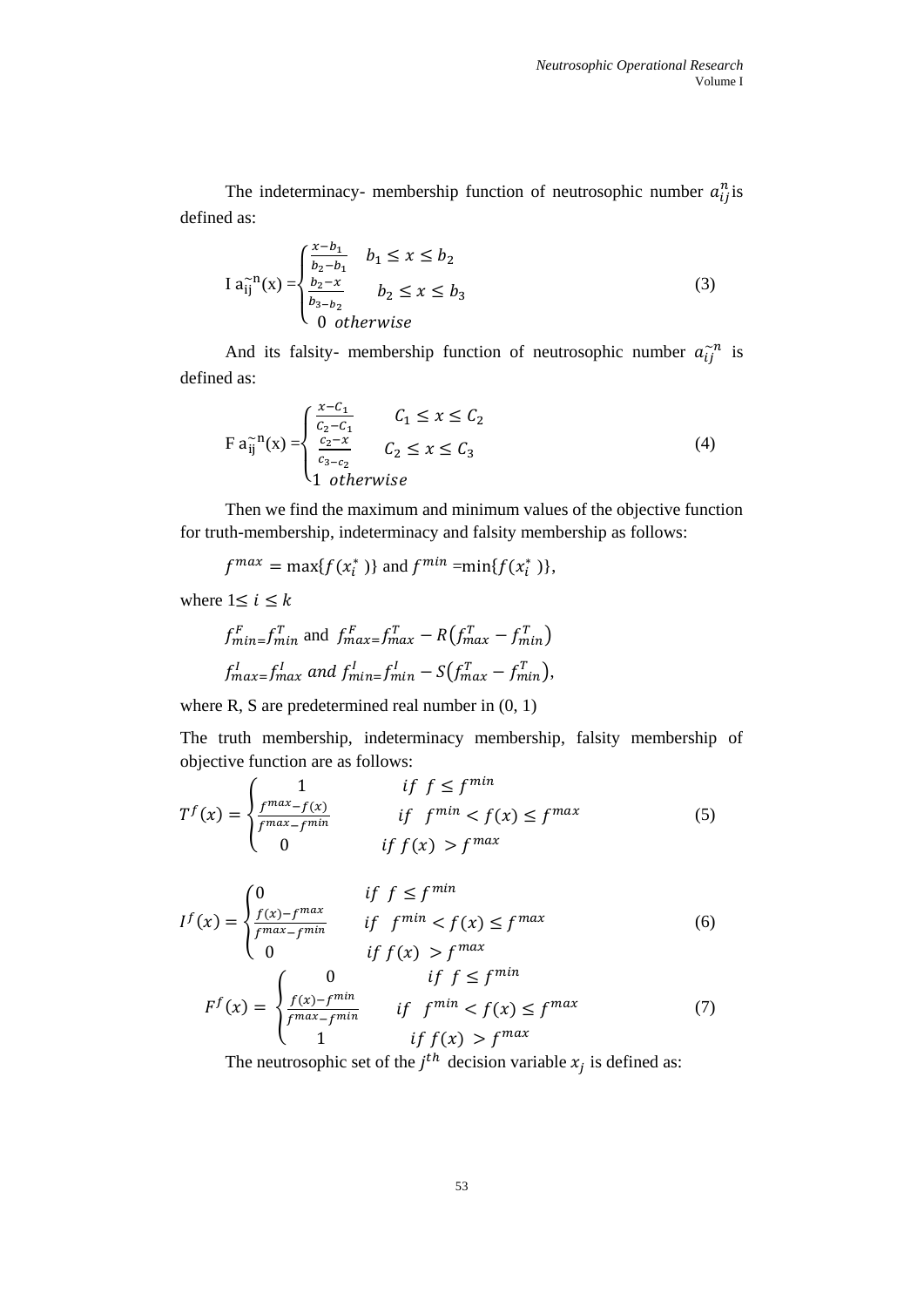The indeterminacy- membership function of neutrosophic number $a_{ij}^{n}$ is defined as:

$$I\, a_{ij}^{\sim n}(x) = \begin{cases} \frac{x-b_1}{b_2-b_1} & b_1 \le x \le b_2 \\ \frac{b_2-x}{b_{3-}b_2} & b_2 \le x \le b_3 \\ 0 \;\; otherwise \end{cases} \tag{3}$$

And its falsity- membership function of neutrosophic number $a_{ij}^{\sim n}$ is defined as:

$$F\, a_{ij}^{\sim n}(x) = \begin{cases} \frac{x-C_1}{C_2-C_1} & C_1 \le x \le C_2 \\ \frac{c_2-x}{c_{3-}c_2} & C_2 \le x \le C_3 \\ 1 \;\; otherwise \end{cases} \tag{4}$$

Then we find the maximum and minimum values of the objective function for truth-membership, indeterminacy and falsity membership as follows:

$f^{max} = \max\{f(x_i^*)\}$ and $f^{min} = \min\{f(x_i^*)\}$,

where $1 \le i \le k$

$f_{min=}^{F} f_{min}^{T}$ and $f_{max=}^{F} f_{max}^{T} - R(f_{max}^{T} - f_{min}^{T})$

$f_{max=}^{I} f_{max}^{I}$ *and* $f_{min=}^{I} f_{min}^{I} - S(f_{max}^{T} - f_{min}^{T})$,

where R, S are predetermined real number in (0, 1)

The truth membership, indeterminacy membership, falsity membership of objective function are as follows:

$$T^{f}(x) = \begin{cases} 1 & if \;\; f \le f^{min} \\ \frac{f^{max}-f(x)}{f^{max}-f^{min}} & if \;\; f^{min} < f(x) \le f^{max} \\ 0 & if \; f(x) > f^{max} \end{cases} \tag{5}$$

$$I^{f}(x) = \begin{cases} 0 & if \;\; f \le f^{min} \\ \frac{f(x)-f^{max}}{f^{max}-f^{min}} & if \;\; f^{min} < f(x) \le f^{max} \\ 0 & if \; f(x) > f^{max} \end{cases} \tag{6}$$

$$F^{f}(x) = \begin{cases} 0 & if \;\; f \le f^{min} \\ \frac{f(x)-f^{min}}{f^{max}-f^{min}} & if \;\; f^{min} < f(x) \le f^{max} \\ 1 & if \; f(x) > f^{max} \end{cases} \tag{7}$$

The neutrosophic set of the $j^{th}$ decision variable $x_j$ is defined as: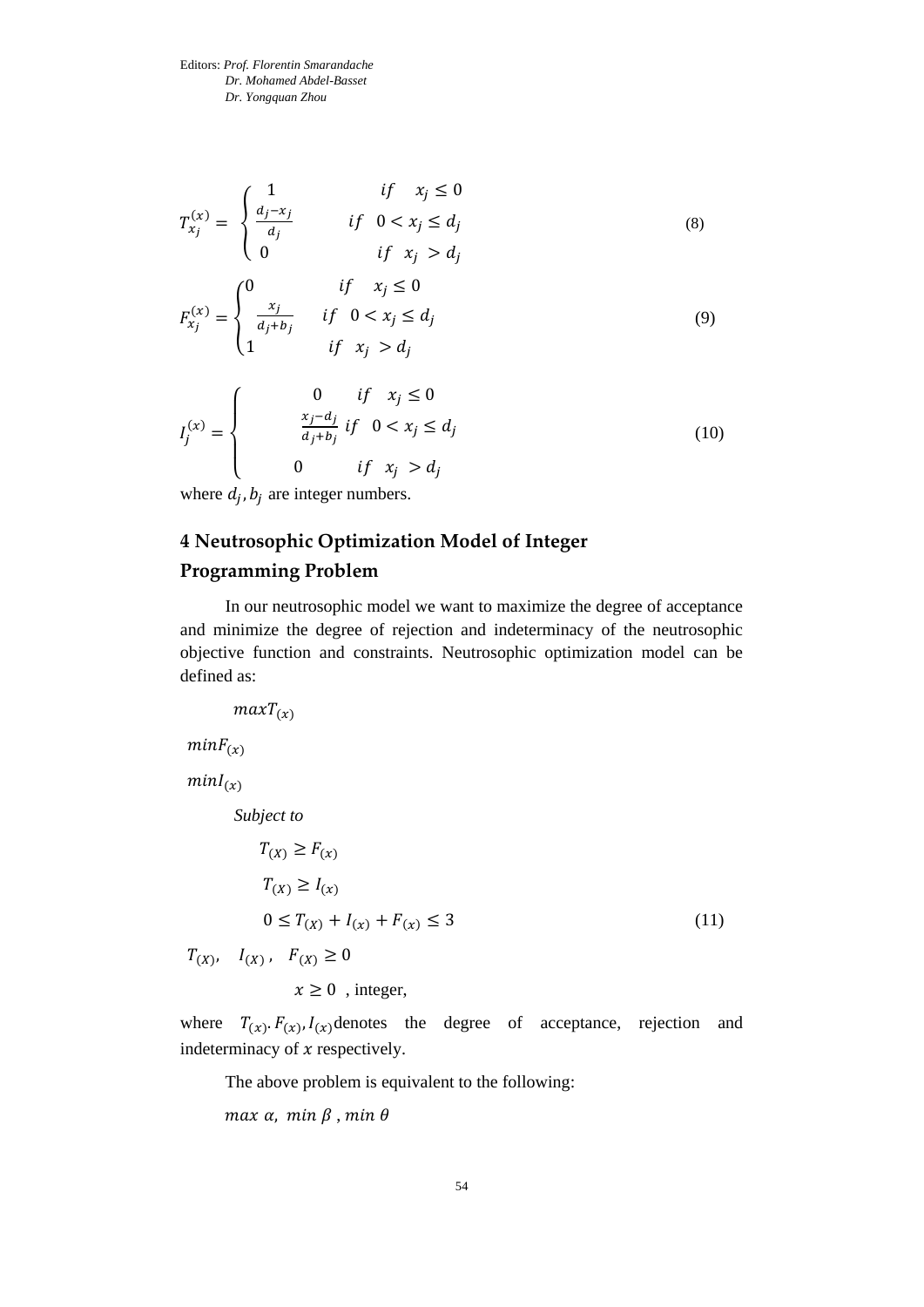$$T_{x_j}^{(x)} = \begin{cases} 1 & if \quad x_j \leq 0 \\ \frac{d_j - x_j}{d_j} & if \quad 0 < x_j \leq d_j \\ 0 & if \quad x_j > d_j \end{cases} \tag{8}$$

$$F_{x_j}^{(x)} = \begin{cases} 0 & if \quad x_j \leq 0 \\ \frac{x_j}{d_j + b_j} & if \quad 0 < x_j \leq d_j \\ 1 & if \quad x_j > d_j \end{cases} \tag{9}$$

$$I_j^{(x)} = \begin{cases} 0 & if \quad x_j \leq 0 \\ \frac{x_j - d_j}{d_j + b_j} & if \quad 0 < x_j \leq d_j \\ 0 & if \quad x_j > d_j \end{cases} \tag{10}$$

where $d_j, b_j$ are integer numbers.

## 4 Neutrosophic Optimization Model of Integer Programming Problem

In our neutrosophic model we want to maximize the degree of acceptance and minimize the degree of rejection and indeterminacy of the neutrosophic objective function and constraints. Neutrosophic optimization model can be defined as:

$$\begin{aligned}
& max T_{(x)} \\
& min F_{(x)} \\
& min I_{(x)} \\
& \textit{Subject to} \\
& T_{(X)} \geq F_{(x)} \\
& T_{(X)} \geq I_{(x)} \\
& 0 \leq T_{(X)} + I_{(x)} + F_{(x)} \leq 3 \\
& T_{(X)}, \quad I_{(X)}, \quad F_{(X)} \geq 0 \\
& x \geq 0 \text{ , integer,}
\end{aligned} \tag{11}$$

where $T_{(x)}. F_{(x)}, I_{(x)}$ denotes the degree of acceptance, rejection and indeterminacy of $x$ respectively.

The above problem is equivalent to the following:

$max\ \alpha,\ min\ \beta\ , min\ \theta$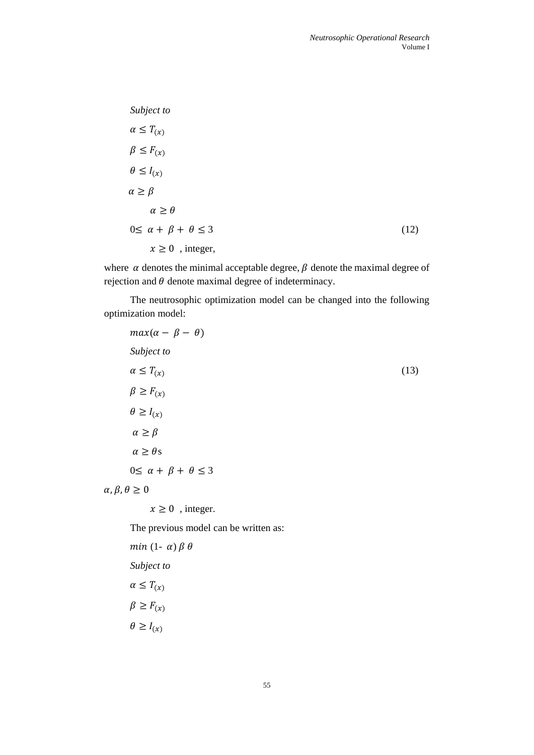*Subject to*

$$
\begin{aligned}
&\alpha \le T_{(x)} \\
&\beta \le F_{(x)} \\
&\theta \le I_{(x)} \\
&\alpha \ge \beta \\
&\alpha \ge \theta \\
&0 \le \alpha + \beta + \theta \le 3 \qquad (12) \\
&x \ge 0 \text{ , integer,}
\end{aligned}
$$

where $\alpha$ denotes the minimal acceptable degree, $\beta$ denote the maximal degree of rejection and $\theta$ denote maximal degree of indeterminacy.

The neutrosophic optimization model can be changed into the following optimization model:

$$max(\alpha - \beta - \theta)$$

*Subject to*

$$
\begin{aligned}
&\alpha \le T_{(x)} \qquad (13) \\
&\beta \ge F_{(x)} \\
&\theta \ge I_{(x)} \\
&\alpha \ge \beta \\
&\alpha \ge \theta\text{s} \\
&0 \le \alpha + \beta + \theta \le 3 \\
&\alpha, \beta, \theta \ge 0 \\
&x \ge 0 \text{ , integer.}
\end{aligned}
$$

The previous model can be written as:

$$min \ (1- \alpha) \ \beta \ \theta$$

*Subject to*

$$
\begin{aligned}
&\alpha \le T_{(x)} \\
&\beta \ge F_{(x)} \\
&\theta \ge I_{(x)}
\end{aligned}
$$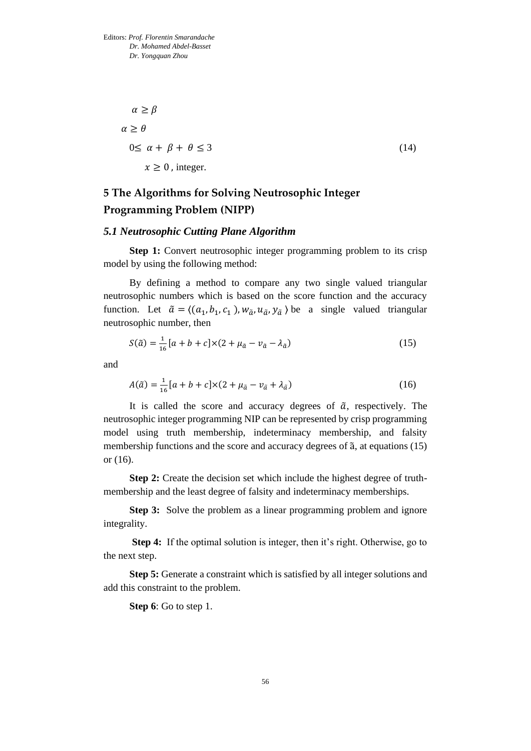$$\alpha \geq \beta$$

$$\alpha \geq \theta$$

$$0 \leq \alpha + \beta + \theta \leq 3 \tag{14}$$

$$x \geq 0 \text{, integer.}$$

## 5 The Algorithms for Solving Neutrosophic Integer Programming Problem (NIPP)

### *5.1 Neutrosophic Cutting Plane Algorithm*

**Step 1:** Convert neutrosophic integer programming problem to its crisp model by using the following method:

By defining a method to compare any two single valued triangular neutrosophic numbers which is based on the score function and the accuracy function. Let $\tilde{a} = \langle (a_1, b_1, c_1), w_{\tilde{a}}, u_{\tilde{a}}, y_{\tilde{a}} \rangle$ be a single valued triangular neutrosophic number, then

$$S(\tilde{a}) = \frac{1}{16}[a + b + c] \times (2 + \mu_{\tilde{a}} - v_{\tilde{a}} - \lambda_{\tilde{a}}) \tag{15}$$

and

$$A(\tilde{a}) = \frac{1}{16}[a + b + c] \times (2 + \mu_{\tilde{a}} - v_{\tilde{a}} + \lambda_{\tilde{a}}) \tag{16}$$

It is called the score and accuracy degrees of $\tilde{a}$, respectively. The neutrosophic integer programming NIP can be represented by crisp programming model using truth membership, indeterminacy membership, and falsity membership functions and the score and accuracy degrees of ã, at equations (15) or (16).

**Step 2:** Create the decision set which include the highest degree of truth-membership and the least degree of falsity and indeterminacy memberships.

**Step 3:** Solve the problem as a linear programming problem and ignore integrality.

**Step 4:** If the optimal solution is integer, then it's right. Otherwise, go to the next step.

**Step 5:** Generate a constraint which is satisfied by all integer solutions and add this constraint to the problem.

**Step 6**: Go to step 1.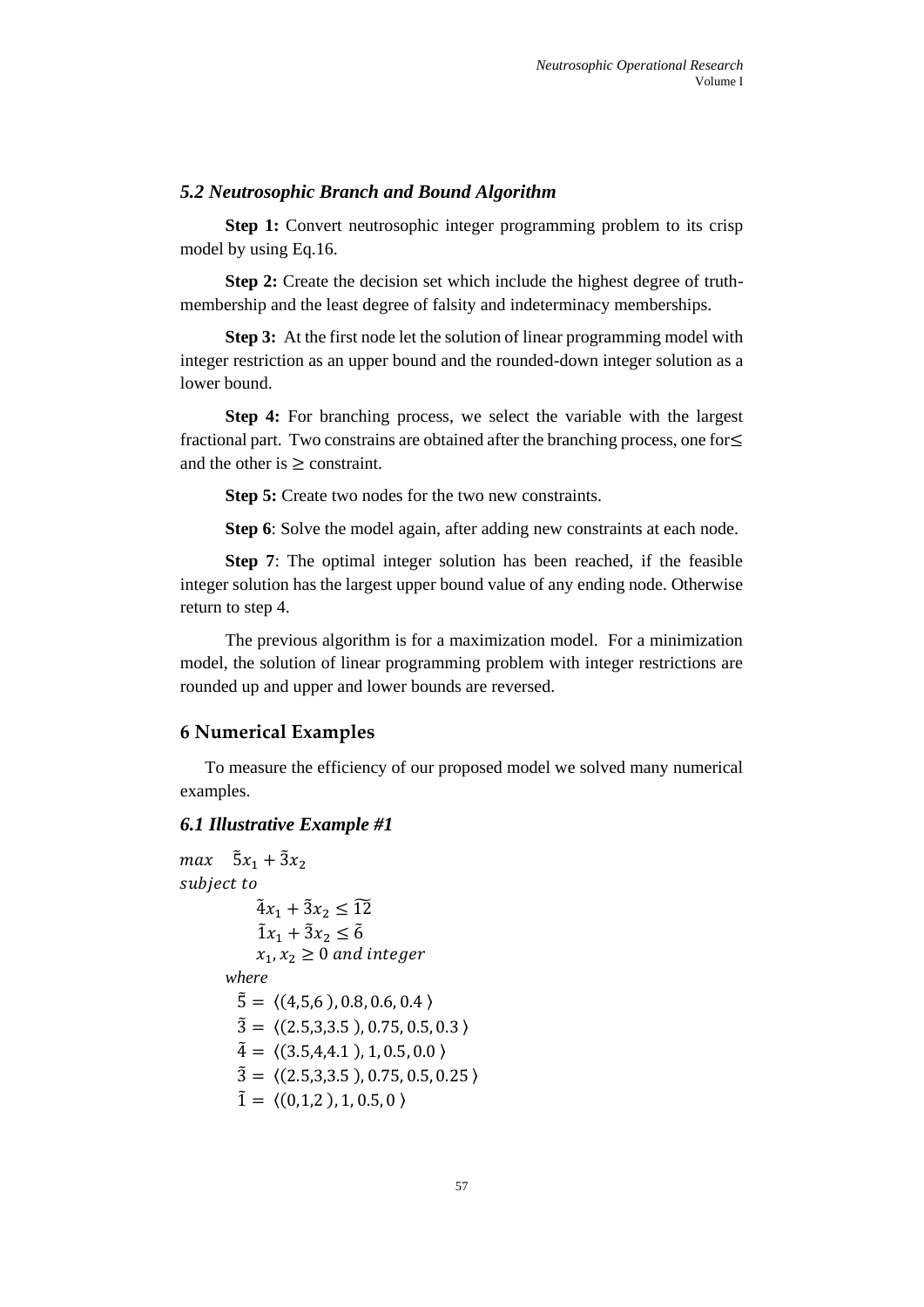### *5.2 Neutrosophic Branch and Bound Algorithm*

**Step 1:** Convert neutrosophic integer programming problem to its crisp model by using Eq.16.

**Step 2:** Create the decision set which include the highest degree of truth-membership and the least degree of falsity and indeterminacy memberships.

**Step 3:** At the first node let the solution of linear programming model with integer restriction as an upper bound and the rounded-down integer solution as a lower bound.

**Step 4:** For branching process, we select the variable with the largest fractional part. Two constrains are obtained after the branching process, one for $\leq$ and the other is $\geq$ constraint.

**Step 5:** Create two nodes for the two new constraints.

**Step 6**: Solve the model again, after adding new constraints at each node.

**Step 7**: The optimal integer solution has been reached, if the feasible integer solution has the largest upper bound value of any ending node. Otherwise return to step 4.

The previous algorithm is for a maximization model. For a minimization model, the solution of linear programming problem with integer restrictions are rounded up and upper and lower bounds are reversed.

## 6 Numerical Examples

To measure the efficiency of our proposed model we solved many numerical examples.

### *6.1 Illustrative Example #1*

$$
\begin{aligned}
&max \quad \tilde{5}x_1 + \tilde{3}x_2 \\
&subject\ to \\
&\qquad \tilde{4}x_1 + \tilde{3}x_2 \leq \widetilde{12} \\
&\qquad \tilde{1}x_1 + \tilde{3}x_2 \leq \tilde{6} \\
&\qquad x_1, x_2 \geq 0\ and\ integer \\
&\quad where \\
&\qquad \tilde{5} = \langle (4,5,6\,), 0.8, 0.6, 0.4\, \rangle \\
&\qquad \tilde{3} = \langle (2.5,3,3.5\,), 0.75, 0.5, 0.3\, \rangle \\
&\qquad \tilde{4} = \langle (3.5,4,4.1\,), 1, 0.5, 0.0\, \rangle \\
&\qquad \tilde{3} = \langle (2.5,3,3.5\,), 0.75, 0.5, 0.25\, \rangle \\
&\qquad \tilde{1} = \langle (0,1,2\,), 1, 0.5, 0\, \rangle
\end{aligned}
$$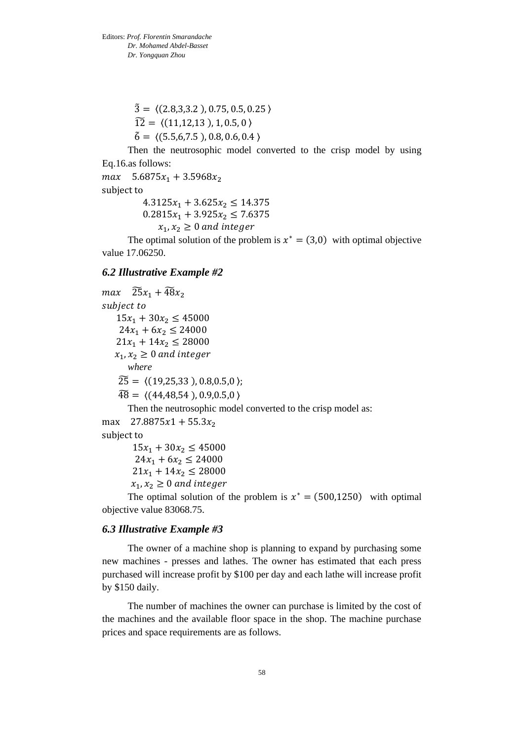$$\tilde{3} = \langle (2.8,3,3.2),\ 0.75,\ 0.5,\ 0.25 \rangle$$

$$\widetilde{12} = \langle (11,12,13),\ 1,\ 0.5,\ 0 \rangle$$

$$\tilde{6} = \langle (5.5,6,7.5),\ 0.8,\ 0.6,\ 0.4 \rangle$$

Then the neutrosophic model converted to the crisp model by using Eq.16.as follows:

$$
\begin{aligned}
& max \quad 5.6875x_1 + 3.5968x_2 \\
& \text{subject to} \\
& \quad 4.3125x_1 + 3.625x_2 \leq 14.375 \\
& \quad 0.2815x_1 + 3.925x_2 \leq 7.6375 \\
& \quad x_1, x_2 \geq 0 \ and \ integer
\end{aligned}
$$

The optimal solution of the problem is $x^* = (3,0)$ with optimal objective value 17.06250.

### *6.2 Illustrative Example #2*

$$
\begin{aligned}
& max \quad \widetilde{25}x_1 + \widetilde{48}x_2 \\
& subject\ to \\
& \quad 15x_1 + 30x_2 \leq 45000 \\
& \quad 24x_1 + 6x_2 \leq 24000 \\
& \quad 21x_1 + 14x_2 \leq 28000 \\
& \quad x_1, x_2 \geq 0 \ and \ integer \\
& \quad where \\
& \quad \widetilde{25} = \langle (19,25,33),\ 0.8,0.5,0 \rangle; \\
& \quad \widetilde{48} = \langle (44,48,54),\ 0.9,0.5,0 \rangle
\end{aligned}
$$

Then the neutrosophic model converted to the crisp model as:

$$
\begin{aligned}
& \max \quad 27.8875x1 + 55.3x_2 \\
& \text{subject to} \\
& \quad 15x_1 + 30x_2 \leq 45000 \\
& \quad 24x_1 + 6x_2 \leq 24000 \\
& \quad 21x_1 + 14x_2 \leq 28000 \\
& \quad x_1, x_2 \geq 0 \ and \ integer
\end{aligned}
$$

The optimal solution of the problem is $x^* = (500,1250)$ with optimal objective value 83068.75.

### *6.3 Illustrative Example #3*

The owner of a machine shop is planning to expand by purchasing some new machines - presses and lathes. The owner has estimated that each press purchased will increase profit by $100 per day and each lathe will increase profit by $150 daily.

The number of machines the owner can purchase is limited by the cost of the machines and the available floor space in the shop. The machine purchase prices and space requirements are as follows.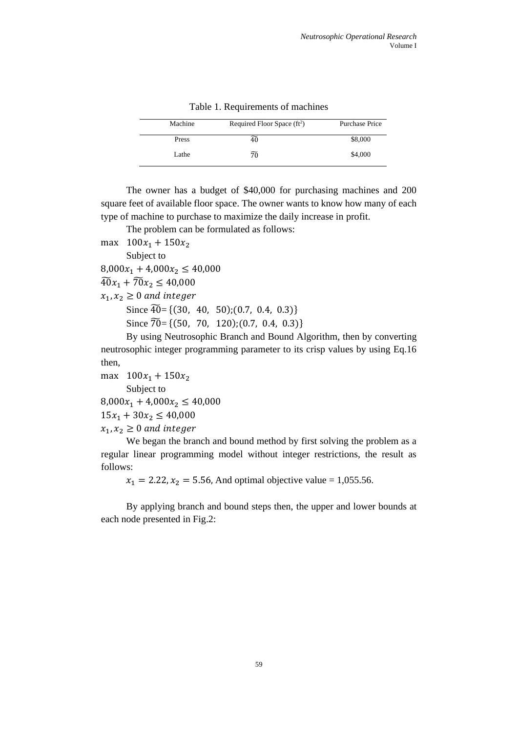Table 1. Requirements of machines

| Machine | Required Floor Space (ft$^2$) | Purchase Price |
|---|---|---|
| Press | $\widetilde{40}$ | \$8,000 |
| Lathe | $\widetilde{70}$ | \$4,000 |

The owner has a budget of \$40,000 for purchasing machines and 200 square feet of available floor space. The owner wants to know how many of each type of machine to purchase to maximize the daily increase in profit.

The problem can be formulated as follows:

$$\max \quad 100x_1 + 150x_2$$

Subject to

$$8{,}000x_1 + 4{,}000x_2 \leq 40{,}000$$

$$\widetilde{40}x_1 + \widetilde{70}x_2 \leq 40{,}000$$

$$x_1, x_2 \geq 0 \text{ and integer}$$

Since $\widetilde{40}=\{(30,\ 40,\ 50);(0.7,\ 0.4,\ 0.3)\}$

Since $\widetilde{70}=\{(50,\ 70,\ 120);(0.7,\ 0.4,\ 0.3)\}$

By using Neutrosophic Branch and Bound Algorithm, then by converting neutrosophic integer programming parameter to its crisp values by using Eq.16 then,

$$\max \quad 100x_1 + 150x_2$$

Subject to

$$8{,}000x_1 + 4{,}000x_2 \leq 40{,}000$$

$$15x_1 + 30x_2 \leq 40{,}000$$

$$x_1, x_2 \geq 0 \text{ and integer}$$

We began the branch and bound method by first solving the problem as a regular linear programming model without integer restrictions, the result as follows:

$x_1 = 2.22, x_2 = 5.56$, And optimal objective value = 1,055.56.

By applying branch and bound steps then, the upper and lower bounds at each node presented in Fig.2: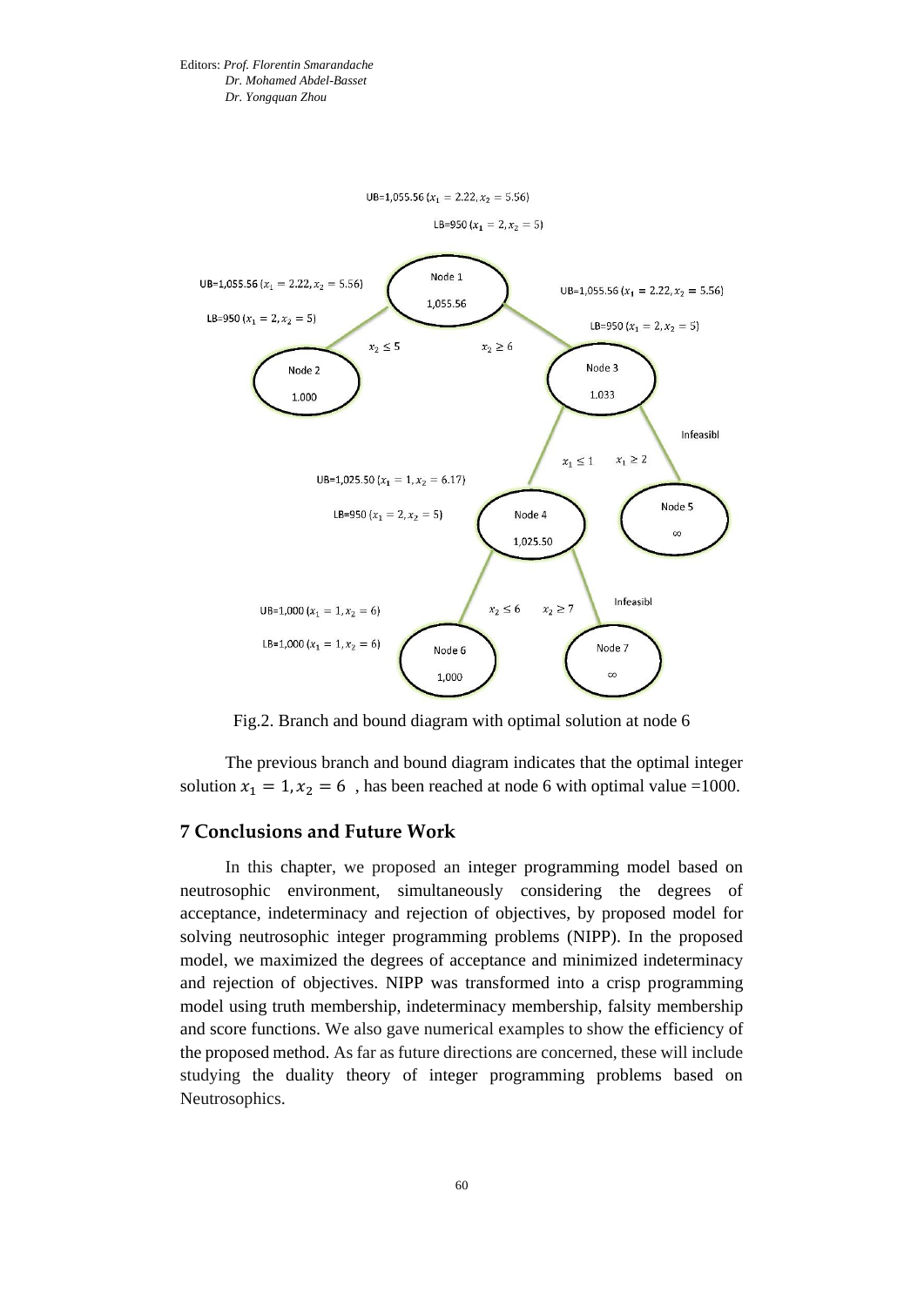UB=1,055.56 ($x_1 = 2.22, x_2 = 5.56$)

LB=950 ($x_1 = 2, x_2 = 5$)

Node 1

1,055.56

UB=1,055.56 ($x_1 = 2.22, x_2 = 5.56$)

LB=950 ($x_1 = 2, x_2 = 5$)

UB=1,055.56 ($x_1 = 2.22, x_2 = 5.56$)

LB=950 ($x_1 = 2, x_2 = 5$)

$x_2 \leq 5$ $x_2 \geq 6$

Node 2

1.000

Node 3

1.033

Infeasibl

$x_1 \leq 1$ $x_1 \geq 2$

UB=1,025.50 ($x_1 = 1, x_2 = 6.17$)

LB=950 ($x_1 = 2, x_2 = 5$)

Node 4

1,025.50

Node 5

$\infty$

Infeasibl

$x_2 \leq 6$ $x_2 \geq 7$

UB=1,000 ($x_1 = 1, x_2 = 6$)

LB=1,000 ($x_1 = 1, x_2 = 6$)

Node 6

1,000

Node 7

$\infty$

Fig.2. Branch and bound diagram with optimal solution at node 6

The previous branch and bound diagram indicates that the optimal integer solution $x_1 = 1, x_2 = 6$ , has been reached at node 6 with optimal value =1000.

## 7 Conclusions and Future Work

In this chapter, we proposed an integer programming model based on neutrosophic environment, simultaneously considering the degrees of acceptance, indeterminacy and rejection of objectives, by proposed model for solving neutrosophic integer programming problems (NIPP). In the proposed model, we maximized the degrees of acceptance and minimized indeterminacy and rejection of objectives. NIPP was transformed into a crisp programming model using truth membership, indeterminacy membership, falsity membership and score functions. We also gave numerical examples to show the efficiency of the proposed method. As far as future directions are concerned, these will include studying the duality theory of integer programming problems based on Neutrosophics.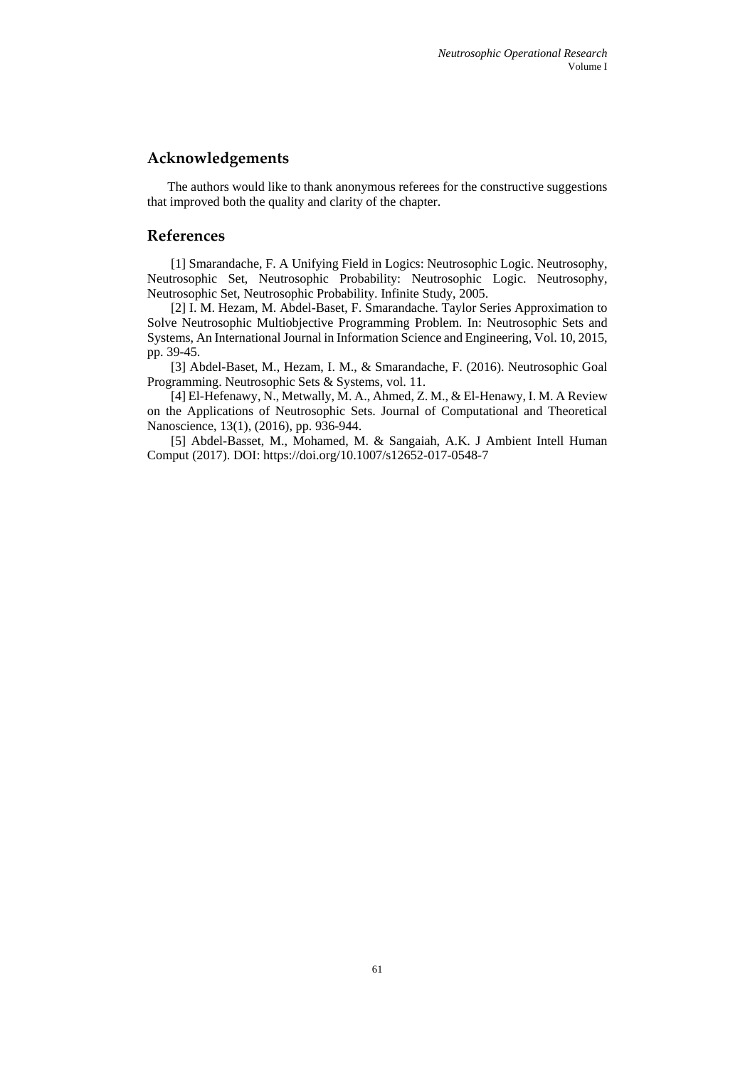## Acknowledgements

The authors would like to thank anonymous referees for the constructive suggestions that improved both the quality and clarity of the chapter.

## References

[1] Smarandache, F. A Unifying Field in Logics: Neutrosophic Logic. Neutrosophy, Neutrosophic Set, Neutrosophic Probability: Neutrosophic Logic. Neutrosophy, Neutrosophic Set, Neutrosophic Probability. Infinite Study, 2005.

[2] I. M. Hezam, M. Abdel-Baset, F. Smarandache. Taylor Series Approximation to Solve Neutrosophic Multiobjective Programming Problem. In: Neutrosophic Sets and Systems, An International Journal in Information Science and Engineering, Vol. 10, 2015, pp. 39-45.

[3] Abdel-Baset, M., Hezam, I. M., & Smarandache, F. (2016). Neutrosophic Goal Programming. Neutrosophic Sets & Systems, vol. 11.

[4] El-Hefenawy, N., Metwally, M. A., Ahmed, Z. M., & El-Henawy, I. M. A Review on the Applications of Neutrosophic Sets. Journal of Computational and Theoretical Nanoscience, 13(1), (2016), pp. 936-944.

[5] Abdel-Basset, M., Mohamed, M. & Sangaiah, A.K. J Ambient Intell Human Comput (2017). DOI: https://doi.org/10.1007/s12652-017-0548-7